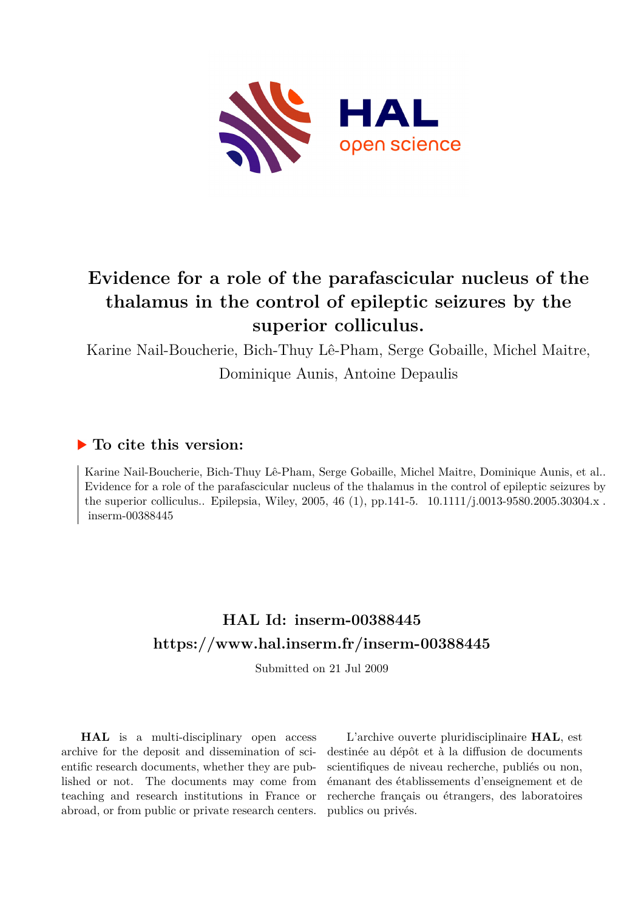# Evidence for a role of the parafascicular nucleus of the thalamus in the control of epileptic seizures by the superior colliculus.

Karine Nail-Boucherie, Bich-Thuy Lê-Pham, Serge Gobaille, Michel Maitre, Dominique Aunis, Antoine Depaulis

## ▶ To cite this version:

Karine Nail-Boucherie, Bich-Thuy Lê-Pham, Serge Gobaille, Michel Maitre, Dominique Aunis, et al.. Evidence for a role of the parafascicular nucleus of the thalamus in the control of epileptic seizures by the superior colliculus.. Epilepsia, Wiley, 2005, 46 (1), pp.141-5. 10.1111/j.0013-9580.2005.30304.x . inserm-00388445

## HAL Id: inserm-00388445
## https://www.hal.inserm.fr/inserm-00388445

Submitted on 21 Jul 2009

**HAL** is a multi-disciplinary open access archive for the deposit and dissemination of scientific research documents, whether they are published or not. The documents may come from teaching and research institutions in France or abroad, or from public or private research centers.

L'archive ouverte pluridisciplinaire **HAL**, est destinée au dépôt et à la diffusion de documents scientifiques de niveau recherche, publiés ou non, émanant des établissements d'enseignement et de recherche français ou étrangers, des laboratoires publics ou privés.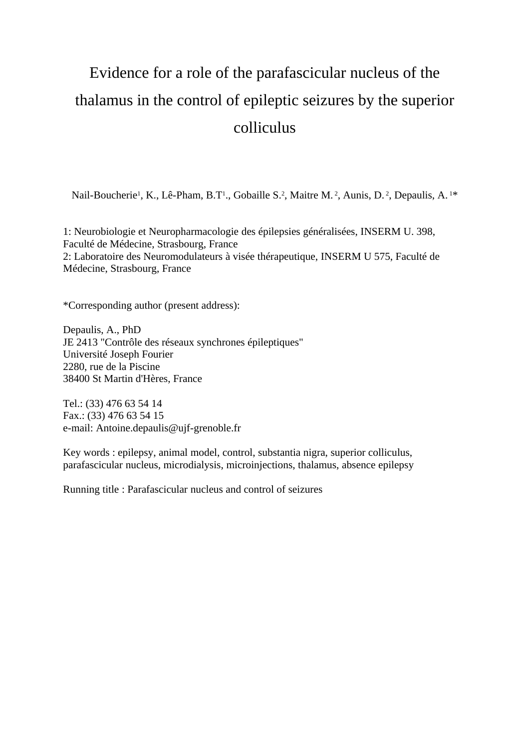# Evidence for a role of the parafascicular nucleus of the thalamus in the control of epileptic seizures by the superior colliculus

Nail-Boucherie[1], K., Lê-Pham, B.T[1]., Gobaille S.[2], Maitre M.[2], Aunis, D.[2], Depaulis, A.[1]*

1: Neurobiologie et Neuropharmacologie des épilepsies généralisées, INSERM U. 398, Faculté de Médecine, Strasbourg, France
2: Laboratoire des Neuromodulateurs à visée thérapeutique, INSERM U 575, Faculté de Médecine, Strasbourg, France

*Corresponding author (present address):

Depaulis, A., PhD
JE 2413 "Contrôle des réseaux synchrones épileptiques"
Université Joseph Fourier
2280, rue de la Piscine
38400 St Martin d'Hères, France

Tel.: (33) 476 63 54 14
Fax.: (33) 476 63 54 15
e-mail: Antoine.depaulis@ujf-grenoble.fr

Key words : epilepsy, animal model, control, substantia nigra, superior colliculus, parafascicular nucleus, microdialysis, microinjections, thalamus, absence epilepsy

Running title : Parafascicular nucleus and control of seizures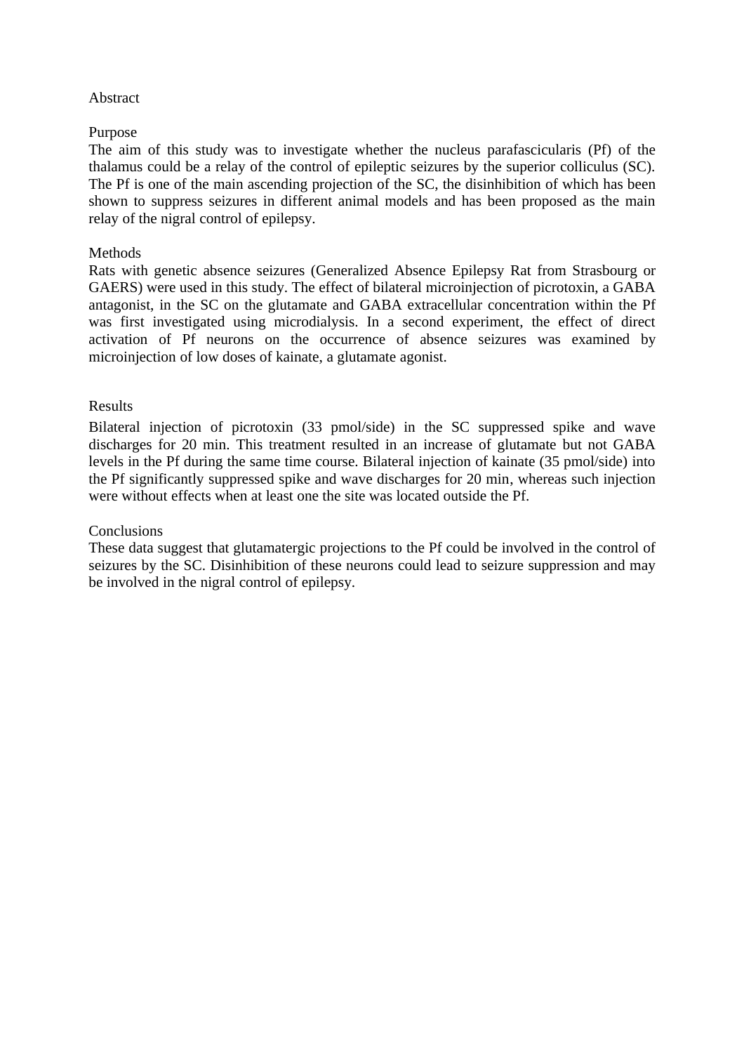# Abstract

## Purpose

The aim of this study was to investigate whether the nucleus parafascicularis (Pf) of the thalamus could be a relay of the control of epileptic seizures by the superior colliculus (SC). The Pf is one of the main ascending projection of the SC, the disinhibition of which has been shown to suppress seizures in different animal models and has been proposed as the main relay of the nigral control of epilepsy.

## Methods

Rats with genetic absence seizures (Generalized Absence Epilepsy Rat from Strasbourg or GAERS) were used in this study. The effect of bilateral microinjection of picrotoxin, a GABA antagonist, in the SC on the glutamate and GABA extracellular concentration within the Pf was first investigated using microdialysis. In a second experiment, the effect of direct activation of Pf neurons on the occurrence of absence seizures was examined by microinjection of low doses of kainate, a glutamate agonist.

## Results

Bilateral injection of picrotoxin (33 pmol/side) in the SC suppressed spike and wave discharges for 20 min. This treatment resulted in an increase of glutamate but not GABA levels in the Pf during the same time course. Bilateral injection of kainate (35 pmol/side) into the Pf significantly suppressed spike and wave discharges for 20 min, whereas such injection were without effects when at least one the site was located outside the Pf.

## Conclusions

These data suggest that glutamatergic projections to the Pf could be involved in the control of seizures by the SC. Disinhibition of these neurons could lead to seizure suppression and may be involved in the nigral control of epilepsy.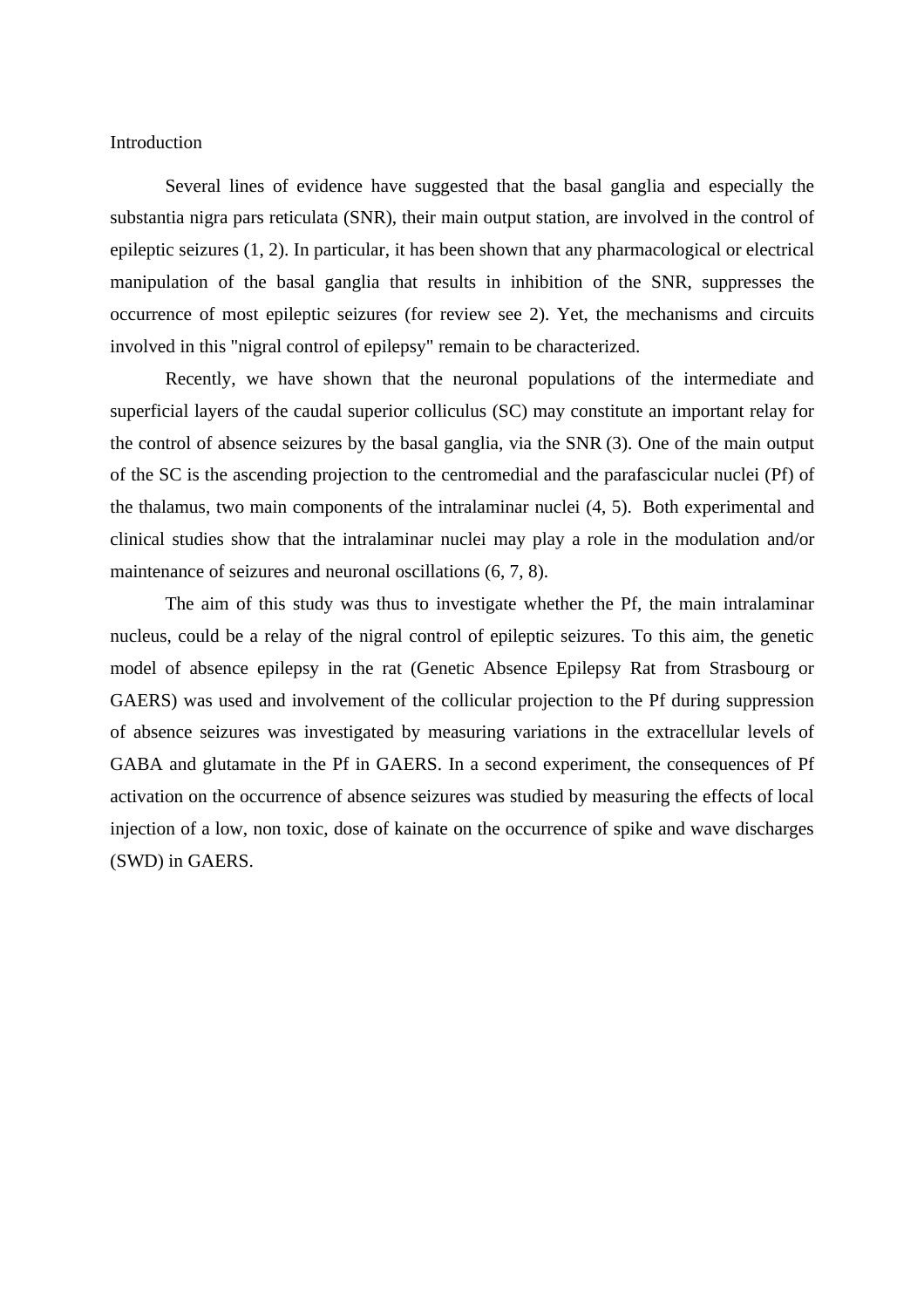## Introduction

Several lines of evidence have suggested that the basal ganglia and especially the substantia nigra pars reticulata (SNR), their main output station, are involved in the control of epileptic seizures (1, 2). In particular, it has been shown that any pharmacological or electrical manipulation of the basal ganglia that results in inhibition of the SNR, suppresses the occurrence of most epileptic seizures (for review see 2). Yet, the mechanisms and circuits involved in this "nigral control of epilepsy" remain to be characterized.

Recently, we have shown that the neuronal populations of the intermediate and superficial layers of the caudal superior colliculus (SC) may constitute an important relay for the control of absence seizures by the basal ganglia, via the SNR (3). One of the main output of the SC is the ascending projection to the centromedial and the parafascicular nuclei (Pf) of the thalamus, two main components of the intralaminar nuclei (4, 5). Both experimental and clinical studies show that the intralaminar nuclei may play a role in the modulation and/or maintenance of seizures and neuronal oscillations (6, 7, 8).

The aim of this study was thus to investigate whether the Pf, the main intralaminar nucleus, could be a relay of the nigral control of epileptic seizures. To this aim, the genetic model of absence epilepsy in the rat (Genetic Absence Epilepsy Rat from Strasbourg or GAERS) was used and involvement of the collicular projection to the Pf during suppression of absence seizures was investigated by measuring variations in the extracellular levels of GABA and glutamate in the Pf in GAERS. In a second experiment, the consequences of Pf activation on the occurrence of absence seizures was studied by measuring the effects of local injection of a low, non toxic, dose of kainate on the occurrence of spike and wave discharges (SWD) in GAERS.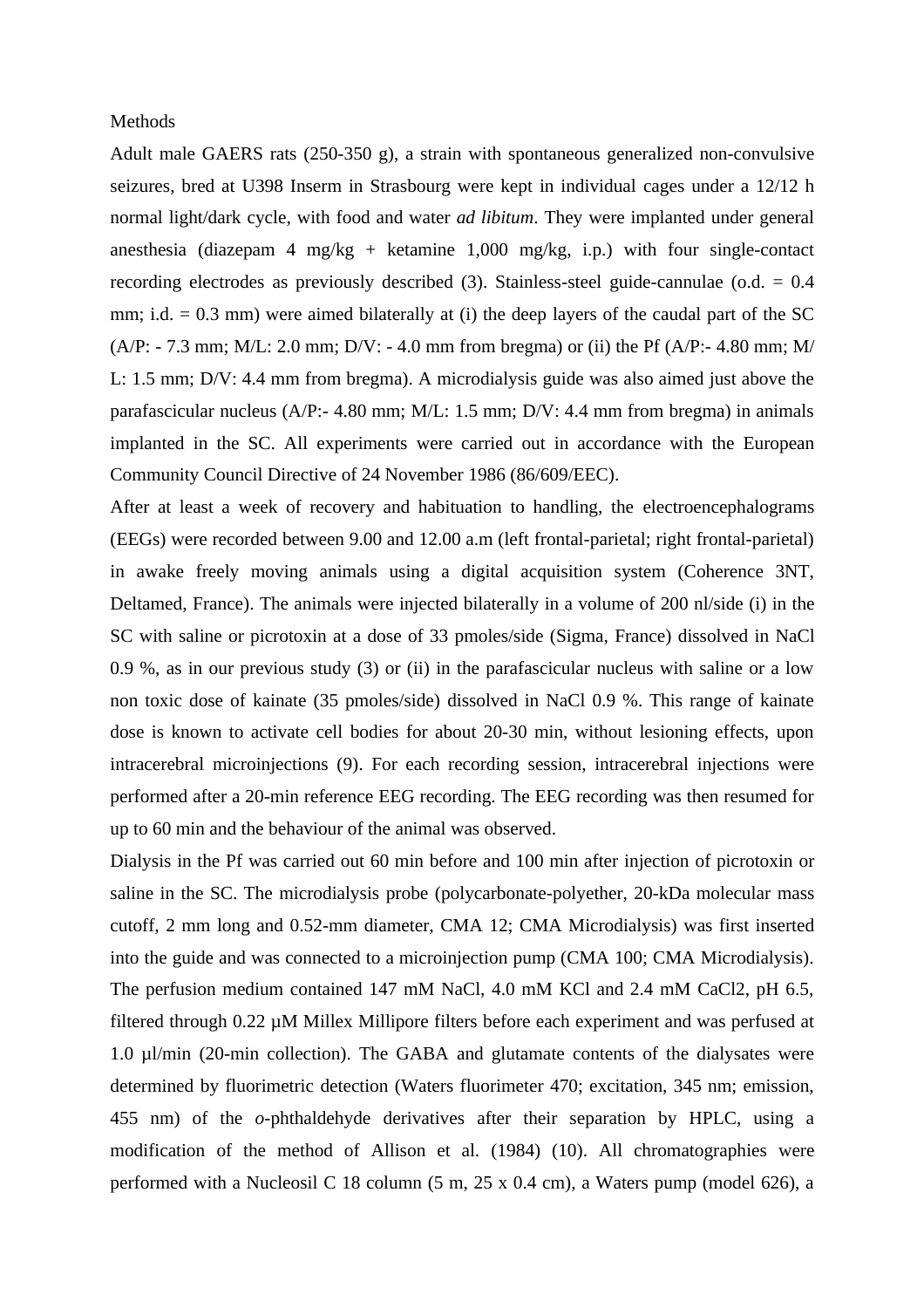Methods

Adult male GAERS rats (250-350 g), a strain with spontaneous generalized non-convulsive seizures, bred at U398 Inserm in Strasbourg were kept in individual cages under a 12/12 h normal light/dark cycle, with food and water *ad libitum*. They were implanted under general anesthesia (diazepam 4 mg/kg + ketamine 1,000 mg/kg, i.p.) with four single-contact recording electrodes as previously described (3). Stainless-steel guide-cannulae (o.d. = 0.4 mm; i.d. = 0.3 mm) were aimed bilaterally at (i) the deep layers of the caudal part of the SC (A/P: - 7.3 mm; M/L: 2.0 mm; D/V: - 4.0 mm from bregma) or (ii) the Pf (A/P:- 4.80 mm; M/L: 1.5 mm; D/V: 4.4 mm from bregma). A microdialysis guide was also aimed just above the parafascicular nucleus (A/P:- 4.80 mm; M/L: 1.5 mm; D/V: 4.4 mm from bregma) in animals implanted in the SC. All experiments were carried out in accordance with the European Community Council Directive of 24 November 1986 (86/609/EEC).

After at least a week of recovery and habituation to handling, the electroencephalograms (EEGs) were recorded between 9.00 and 12.00 a.m (left frontal-parietal; right frontal-parietal) in awake freely moving animals using a digital acquisition system (Coherence 3NT, Deltamed, France). The animals were injected bilaterally in a volume of 200 nl/side (i) in the SC with saline or picrotoxin at a dose of 33 pmoles/side (Sigma, France) dissolved in NaCl 0.9 %, as in our previous study (3) or (ii) in the parafascicular nucleus with saline or a low non toxic dose of kainate (35 pmoles/side) dissolved in NaCl 0.9 %. This range of kainate dose is known to activate cell bodies for about 20-30 min, without lesioning effects, upon intracerebral microinjections (9). For each recording session, intracerebral injections were performed after a 20-min reference EEG recording. The EEG recording was then resumed for up to 60 min and the behaviour of the animal was observed.

Dialysis in the Pf was carried out 60 min before and 100 min after injection of picrotoxin or saline in the SC. The microdialysis probe (polycarbonate-polyether, 20-kDa molecular mass cutoff, 2 mm long and 0.52-mm diameter, CMA 12; CMA Microdialysis) was first inserted into the guide and was connected to a microinjection pump (CMA 100; CMA Microdialysis). The perfusion medium contained 147 mM NaCl, 4.0 mM KCl and 2.4 mM $CaCl_2$, pH 6.5, filtered through 0.22 µM Millex Millipore filters before each experiment and was perfused at 1.0 µl/min (20-min collection). The GABA and glutamate contents of the dialysates were determined by fluorimetric detection (Waters fluorimeter 470; excitation, 345 nm; emission, 455 nm) of the *o*-phthaldehyde derivatives after their separation by HPLC, using a modification of the method of Allison et al. (1984) (10). All chromatographies were performed with a Nucleosil C 18 column (5 m, 25 x 0.4 cm), a Waters pump (model 626), a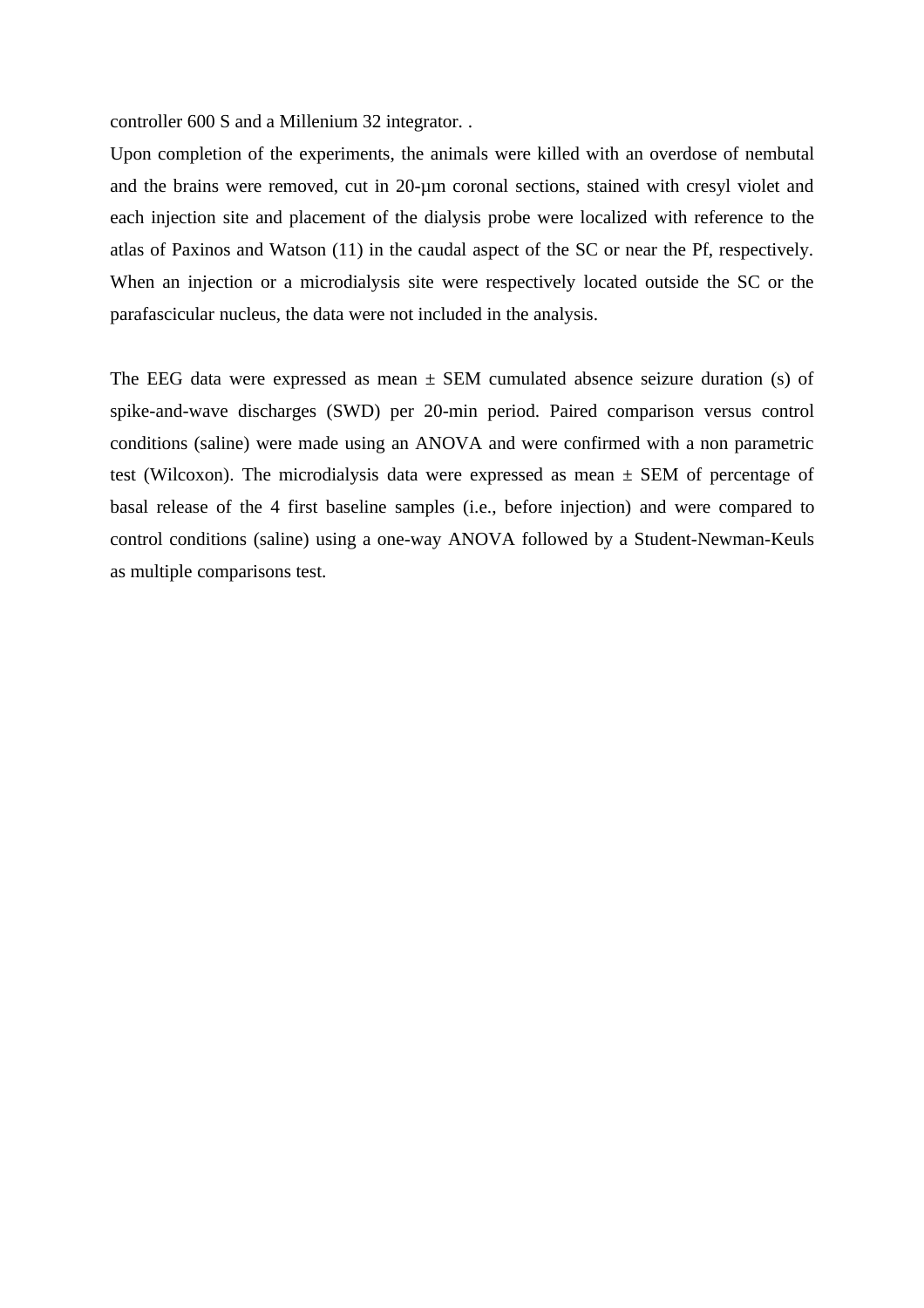controller 600 S and a Millenium 32 integrator. .

Upon completion of the experiments, the animals were killed with an overdose of nembutal and the brains were removed, cut in 20-μm coronal sections, stained with cresyl violet and each injection site and placement of the dialysis probe were localized with reference to the atlas of Paxinos and Watson (11) in the caudal aspect of the SC or near the Pf, respectively. When an injection or a microdialysis site were respectively located outside the SC or the parafascicular nucleus, the data were not included in the analysis.

The EEG data were expressed as mean ± SEM cumulated absence seizure duration (s) of spike-and-wave discharges (SWD) per 20-min period. Paired comparison versus control conditions (saline) were made using an ANOVA and were confirmed with a non parametric test (Wilcoxon). The microdialysis data were expressed as mean ± SEM of percentage of basal release of the 4 first baseline samples (i.e., before injection) and were compared to control conditions (saline) using a one-way ANOVA followed by a Student-Newman-Keuls as multiple comparisons test.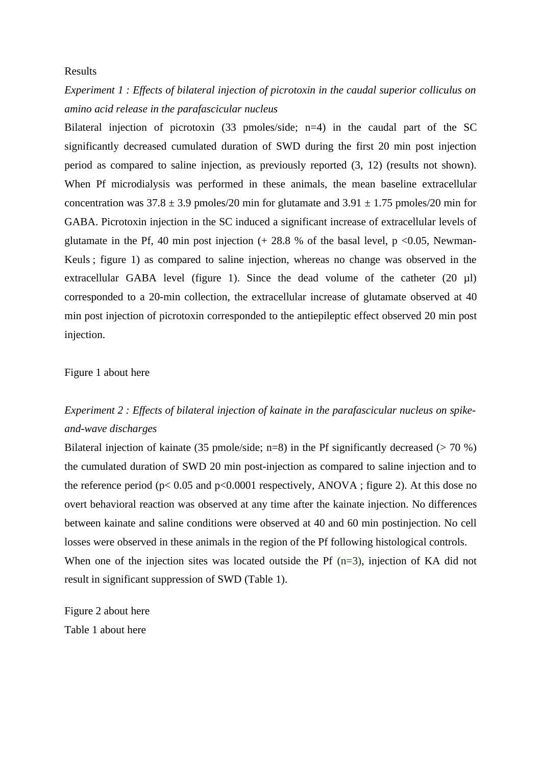Results

*Experiment 1 : Effects of bilateral injection of picrotoxin in the caudal superior colliculus on amino acid release in the parafascicular nucleus*

Bilateral injection of picrotoxin (33 pmoles/side; n=4) in the caudal part of the SC significantly decreased cumulated duration of SWD during the first 20 min post injection period as compared to saline injection, as previously reported (3, 12) (results not shown). When Pf microdialysis was performed in these animals, the mean baseline extracellular concentration was 37.8 ± 3.9 pmoles/20 min for glutamate and 3.91 ± 1.75 pmoles/20 min for GABA. Picrotoxin injection in the SC induced a significant increase of extracellular levels of glutamate in the Pf, 40 min post injection (+ 28.8 % of the basal level, $p < 0.05$, Newman-Keuls ; figure 1) as compared to saline injection, whereas no change was observed in the extracellular GABA level (figure 1). Since the dead volume of the catheter (20 µl) corresponded to a 20-min collection, the extracellular increase of glutamate observed at 40 min post injection of picrotoxin corresponded to the antiepileptic effect observed 20 min post injection.

Figure 1 about here

*Experiment 2 : Effects of bilateral injection of kainate in the parafascicular nucleus on spike-and-wave discharges*

Bilateral injection of kainate (35 pmole/side; n=8) in the Pf significantly decreased (> 70 %) the cumulated duration of SWD 20 min post-injection as compared to saline injection and to the reference period ($p < 0.05$ and $p < 0.0001$ respectively, ANOVA ; figure 2). At this dose no overt behavioral reaction was observed at any time after the kainate injection. No differences between kainate and saline conditions were observed at 40 and 60 min postinjection. No cell losses were observed in these animals in the region of the Pf following histological controls.

When one of the injection sites was located outside the Pf (n=3), injection of KA did not result in significant suppression of SWD (Table 1).

Figure 2 about here

Table 1 about here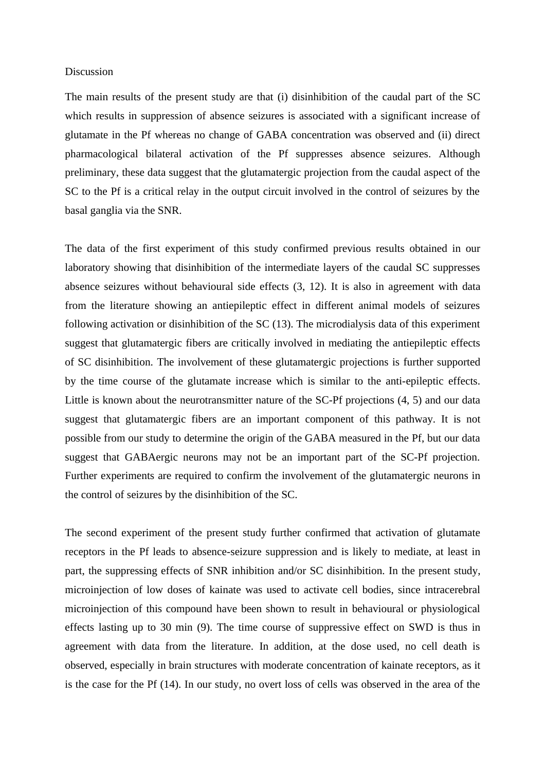## Discussion

The main results of the present study are that (i) disinhibition of the caudal part of the SC which results in suppression of absence seizures is associated with a significant increase of glutamate in the Pf whereas no change of GABA concentration was observed and (ii) direct pharmacological bilateral activation of the Pf suppresses absence seizures. Although preliminary, these data suggest that the glutamatergic projection from the caudal aspect of the SC to the Pf is a critical relay in the output circuit involved in the control of seizures by the basal ganglia via the SNR.

The data of the first experiment of this study confirmed previous results obtained in our laboratory showing that disinhibition of the intermediate layers of the caudal SC suppresses absence seizures without behavioural side effects (3, 12). It is also in agreement with data from the literature showing an antiepileptic effect in different animal models of seizures following activation or disinhibition of the SC (13). The microdialysis data of this experiment suggest that glutamatergic fibers are critically involved in mediating the antiepileptic effects of SC disinhibition. The involvement of these glutamatergic projections is further supported by the time course of the glutamate increase which is similar to the anti-epileptic effects. Little is known about the neurotransmitter nature of the SC-Pf projections (4, 5) and our data suggest that glutamatergic fibers are an important component of this pathway. It is not possible from our study to determine the origin of the GABA measured in the Pf, but our data suggest that GABAergic neurons may not be an important part of the SC-Pf projection. Further experiments are required to confirm the involvement of the glutamatergic neurons in the control of seizures by the disinhibition of the SC.

The second experiment of the present study further confirmed that activation of glutamate receptors in the Pf leads to absence-seizure suppression and is likely to mediate, at least in part, the suppressing effects of SNR inhibition and/or SC disinhibition. In the present study, microinjection of low doses of kainate was used to activate cell bodies, since intracerebral microinjection of this compound have been shown to result in behavioural or physiological effects lasting up to 30 min (9). The time course of suppressive effect on SWD is thus in agreement with data from the literature. In addition, at the dose used, no cell death is observed, especially in brain structures with moderate concentration of kainate receptors, as it is the case for the Pf (14). In our study, no overt loss of cells was observed in the area of the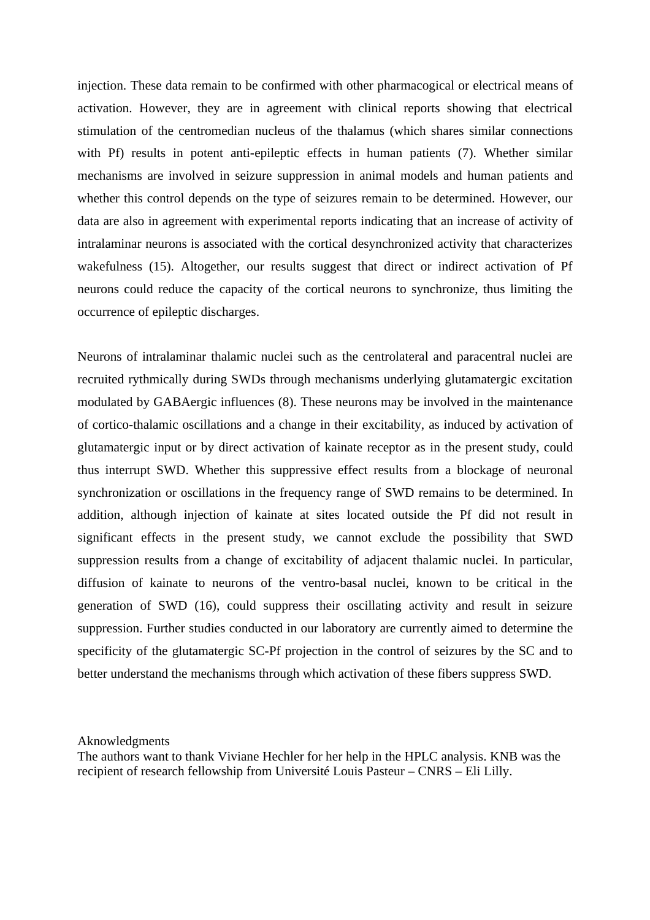injection. These data remain to be confirmed with other pharmacogical or electrical means of activation. However, they are in agreement with clinical reports showing that electrical stimulation of the centromedian nucleus of the thalamus (which shares similar connections with Pf) results in potent anti-epileptic effects in human patients (7). Whether similar mechanisms are involved in seizure suppression in animal models and human patients and whether this control depends on the type of seizures remain to be determined. However, our data are also in agreement with experimental reports indicating that an increase of activity of intralaminar neurons is associated with the cortical desynchronized activity that characterizes wakefulness (15). Altogether, our results suggest that direct or indirect activation of Pf neurons could reduce the capacity of the cortical neurons to synchronize, thus limiting the occurrence of epileptic discharges.

Neurons of intralaminar thalamic nuclei such as the centrolateral and paracentral nuclei are recruited rythmically during SWDs through mechanisms underlying glutamatergic excitation modulated by GABAergic influences (8). These neurons may be involved in the maintenance of cortico-thalamic oscillations and a change in their excitability, as induced by activation of glutamatergic input or by direct activation of kainate receptor as in the present study, could thus interrupt SWD. Whether this suppressive effect results from a blockage of neuronal synchronization or oscillations in the frequency range of SWD remains to be determined. In addition, although injection of kainate at sites located outside the Pf did not result in significant effects in the present study, we cannot exclude the possibility that SWD suppression results from a change of excitability of adjacent thalamic nuclei. In particular, diffusion of kainate to neurons of the ventro-basal nuclei, known to be critical in the generation of SWD (16), could suppress their oscillating activity and result in seizure suppression. Further studies conducted in our laboratory are currently aimed to determine the specificity of the glutamatergic SC-Pf projection in the control of seizures by the SC and to better understand the mechanisms through which activation of these fibers suppress SWD.

Aknowledgments

The authors want to thank Viviane Hechler for her help in the HPLC analysis. KNB was the recipient of research fellowship from Université Louis Pasteur – CNRS – Eli Lilly.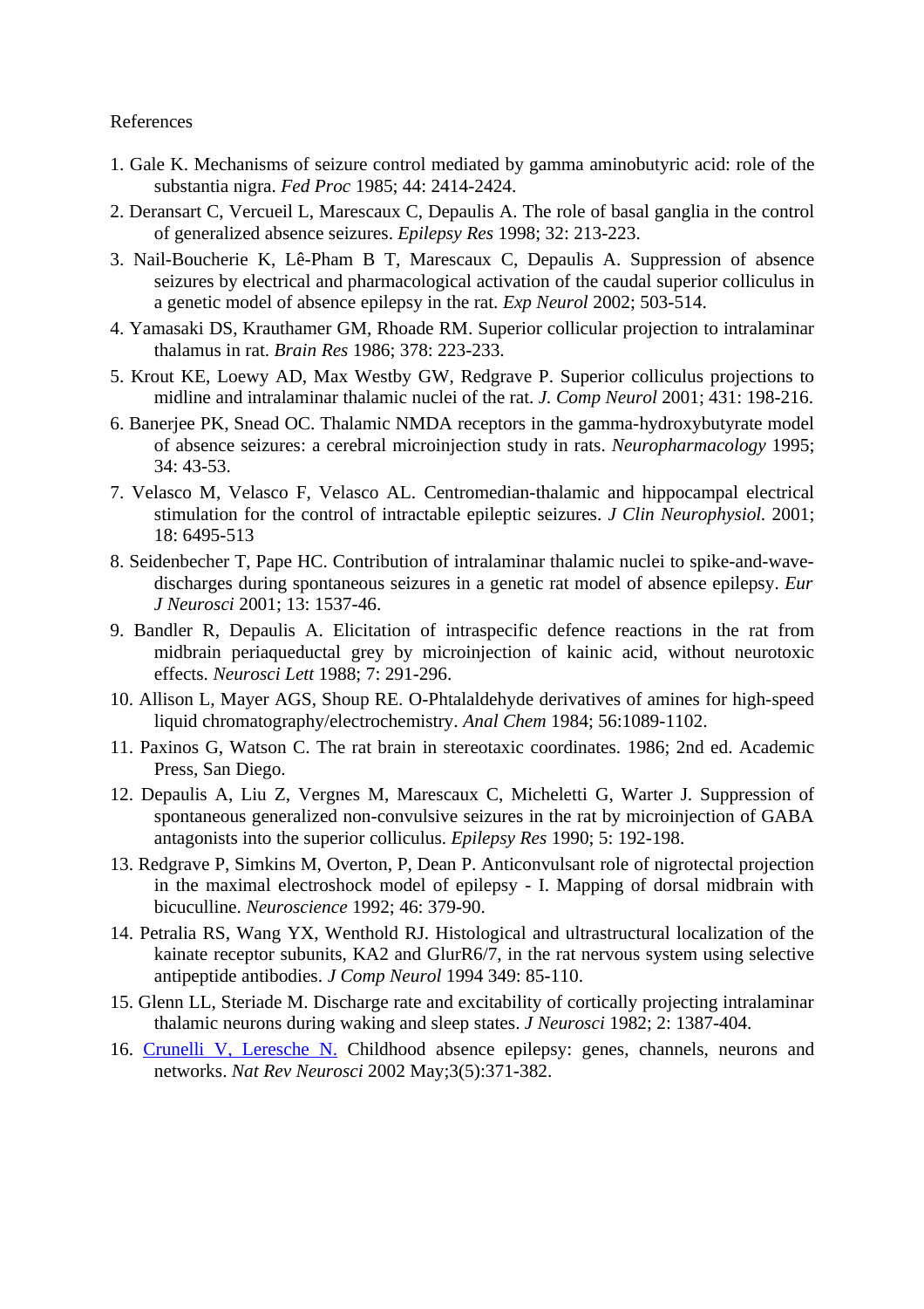References

1. Gale K. Mechanisms of seizure control mediated by gamma aminobutyric acid: role of the substantia nigra. *Fed Proc* 1985; 44: 2414-2424.
2. Deransart C, Vercueil L, Marescaux C, Depaulis A. The role of basal ganglia in the control of generalized absence seizures. *Epilepsy Res* 1998; 32: 213-223.
3. Nail-Boucherie K, Lê-Pham B T, Marescaux C, Depaulis A. Suppression of absence seizures by electrical and pharmacological activation of the caudal superior colliculus in a genetic model of absence epilepsy in the rat. *Exp Neurol* 2002; 503-514.
4. Yamasaki DS, Krauthamer GM, Rhoade RM. Superior collicular projection to intralaminar thalamus in rat. *Brain Res* 1986; 378: 223-233.
5. Krout KE, Loewy AD, Max Westby GW, Redgrave P. Superior colliculus projections to midline and intralaminar thalamic nuclei of the rat. *J. Comp Neurol* 2001; 431: 198-216.
6. Banerjee PK, Snead OC. Thalamic NMDA receptors in the gamma-hydroxybutyrate model of absence seizures: a cerebral microinjection study in rats. *Neuropharmacology* 1995; 34: 43-53.
7. Velasco M, Velasco F, Velasco AL. Centromedian-thalamic and hippocampal electrical stimulation for the control of intractable epileptic seizures. *J Clin Neurophysiol.* 2001; 18: 6495-513
8. Seidenbecher T, Pape HC. Contribution of intralaminar thalamic nuclei to spike-and-wave-discharges during spontaneous seizures in a genetic rat model of absence epilepsy. *Eur J Neurosci* 2001; 13: 1537-46.
9. Bandler R, Depaulis A. Elicitation of intraspecific defence reactions in the rat from midbrain periaqueductal grey by microinjection of kainic acid, without neurotoxic effects. *Neurosci Lett* 1988; 7: 291-296.
10. Allison L, Mayer AGS, Shoup RE. O-Phtalaldehyde derivatives of amines for high-speed liquid chromatography/electrochemistry. *Anal Chem* 1984; 56:1089-1102.
11. Paxinos G, Watson C. The rat brain in stereotaxic coordinates. 1986; 2nd ed. Academic Press, San Diego.
12. Depaulis A, Liu Z, Vergnes M, Marescaux C, Micheletti G, Warter J. Suppression of spontaneous generalized non-convulsive seizures in the rat by microinjection of GABA antagonists into the superior colliculus. *Epilepsy Res* 1990; 5: 192-198.
13. Redgrave P, Simkins M, Overton, P, Dean P. Anticonvulsant role of nigrotectal projection in the maximal electroshock model of epilepsy - I. Mapping of dorsal midbrain with bicuculline. *Neuroscience* 1992; 46: 379-90.
14. Petralia RS, Wang YX, Wenthold RJ. Histological and ultrastructural localization of the kainate receptor subunits, KA2 and GlurR6/7, in the rat nervous system using selective antipeptide antibodies. *J Comp Neurol* 1994 349: 85-110.
15. Glenn LL, Steriade M. Discharge rate and excitability of cortically projecting intralaminar thalamic neurons during waking and sleep states. *J Neurosci* 1982; 2: 1387-404.
16. Crunelli V, Leresche N. Childhood absence epilepsy: genes, channels, neurons and networks. *Nat Rev Neurosci* 2002 May;3(5):371-382.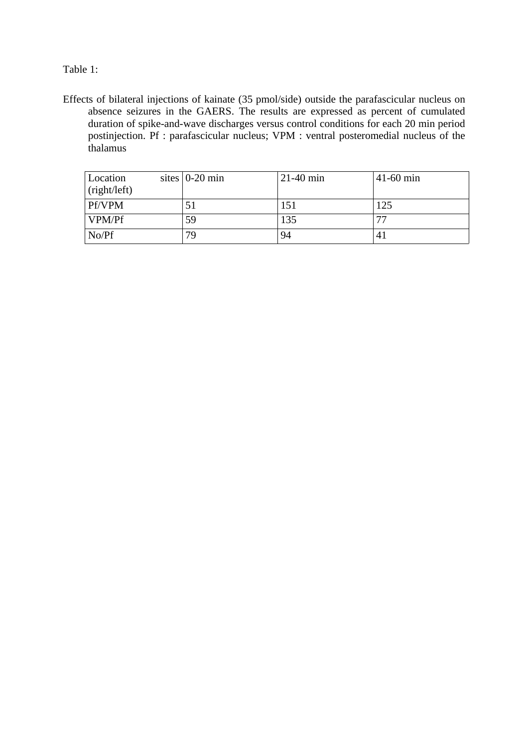Table 1:

Effects of bilateral injections of kainate (35 pmol/side) outside the parafascicular nucleus on absence seizures in the GAERS. The results are expressed as percent of cumulated duration of spike-and-wave discharges versus control conditions for each 20 min period postinjection. Pf : parafascicular nucleus; VPM : ventral posteromedial nucleus of the thalamus

| Location sites (right/left) | 0-20 min | 21-40 min | 41-60 min |
|---|---|---|---|
| Pf/VPM | 51 | 151 | 125 |
| VPM/Pf | 59 | 135 | 77 |
| No/Pf | 79 | 94 | 41 |